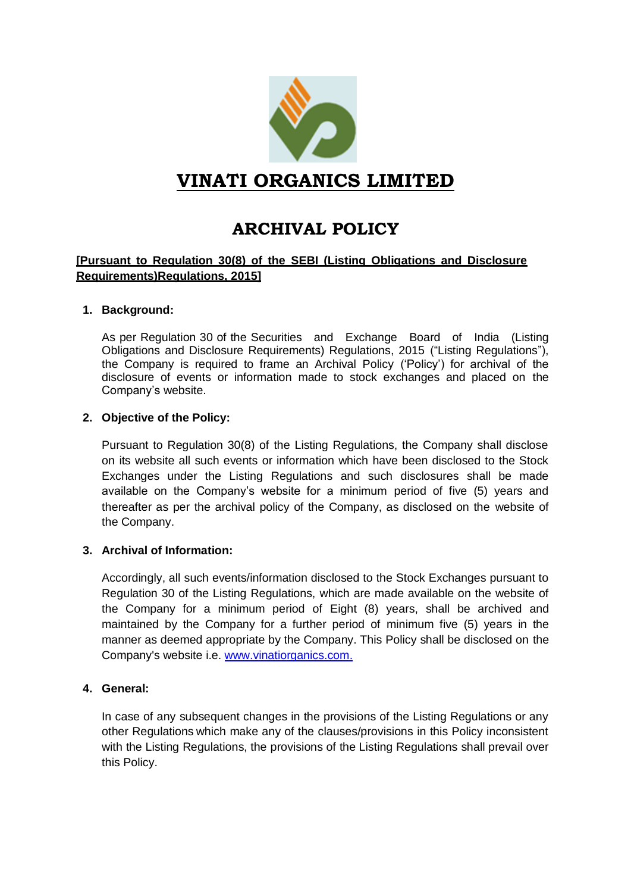# VINATI ORGANICS LIMITED

## ARCHIVAL POLICY

**[Pursuant to Regulation 30(8) of the SEBI (Listing Obligations and Disclosure Requirements)Regulations, 2015]**

1. **Background:**

   As per Regulation 30 of the Securities and Exchange Board of India (Listing Obligations and Disclosure Requirements) Regulations, 2015 ("Listing Regulations"), the Company is required to frame an Archival Policy ('Policy') for archival of the disclosure of events or information made to stock exchanges and placed on the Company's website.

2. **Objective of the Policy:**

   Pursuant to Regulation 30(8) of the Listing Regulations, the Company shall disclose on its website all such events or information which have been disclosed to the Stock Exchanges under the Listing Regulations and such disclosures shall be made available on the Company's website for a minimum period of five (5) years and thereafter as per the archival policy of the Company, as disclosed on the website of the Company.

3. **Archival of Information:**

   Accordingly, all such events/information disclosed to the Stock Exchanges pursuant to Regulation 30 of the Listing Regulations, which are made available on the website of the Company for a minimum period of Eight (8) years, shall be archived and maintained by the Company for a further period of minimum five (5) years in the manner as deemed appropriate by the Company. This Policy shall be disclosed on the Company's website i.e. www.vinatiorganics.com.

4. **General:**

   In case of any subsequent changes in the provisions of the Listing Regulations or any other Regulations which make any of the clauses/provisions in this Policy inconsistent with the Listing Regulations, the provisions of the Listing Regulations shall prevail over this Policy.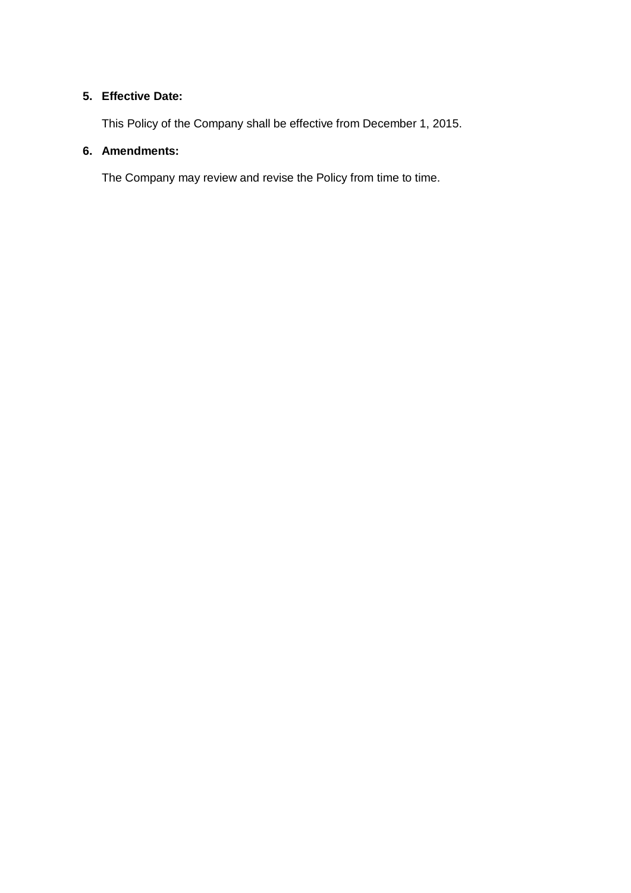5. **Effective Date:**

   This Policy of the Company shall be effective from December 1, 2015.

6. **Amendments:**

   The Company may review and revise the Policy from time to time.